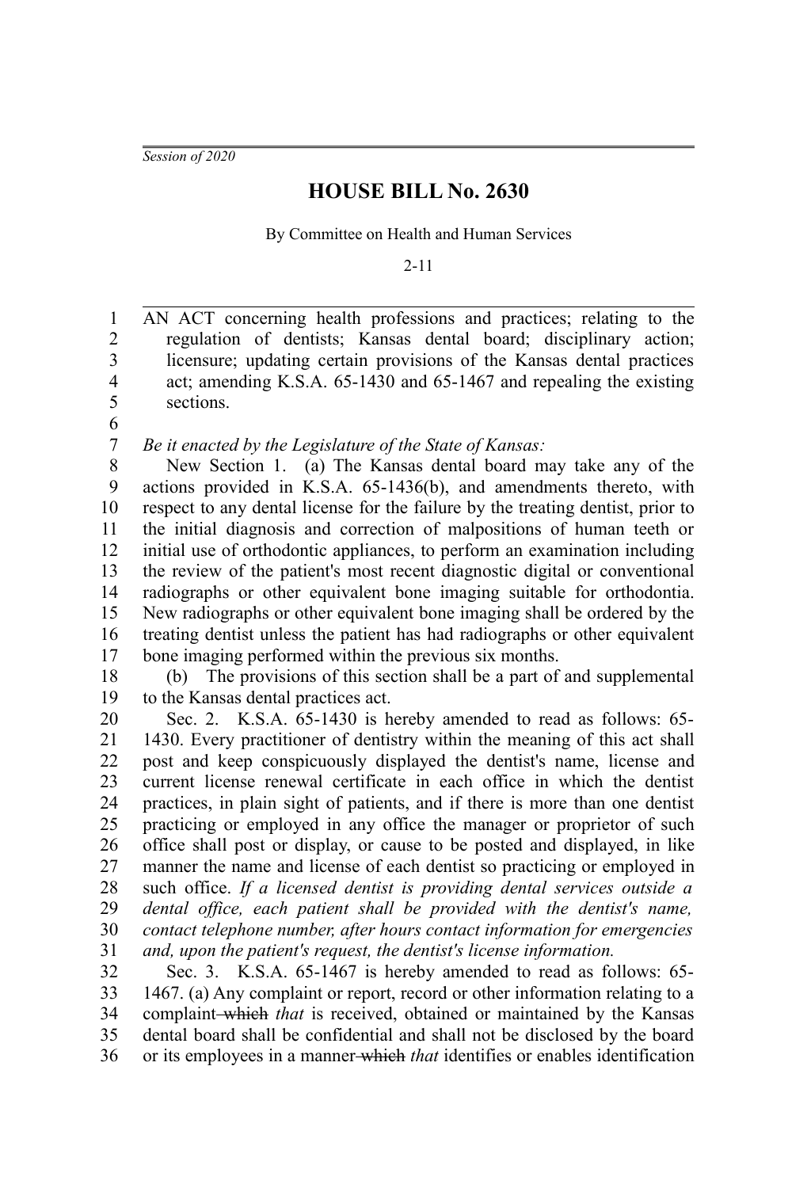*Session of 2020*

# HOUSE BILL No. 2630

By Committee on Health and Human Services

2-11

AN ACT concerning health professions and practices; relating to the regulation of dentists; Kansas dental board; disciplinary action; licensure; updating certain provisions of the Kansas dental practices act; amending K.S.A. 65-1430 and 65-1467 and repealing the existing sections.

*Be it enacted by the Legislature of the State of Kansas:*

New Section 1. (a) The Kansas dental board may take any of the actions provided in K.S.A. 65-1436(b), and amendments thereto, with respect to any dental license for the failure by the treating dentist, prior to the initial diagnosis and correction of malpositions of human teeth or initial use of orthodontic appliances, to perform an examination including the review of the patient's most recent diagnostic digital or conventional radiographs or other equivalent bone imaging suitable for orthodontia. New radiographs or other equivalent bone imaging shall be ordered by the treating dentist unless the patient has had radiographs or other equivalent bone imaging performed within the previous six months.

(b) The provisions of this section shall be a part of and supplemental to the Kansas dental practices act.

Sec. 2. K.S.A. 65-1430 is hereby amended to read as follows: 65-1430. Every practitioner of dentistry within the meaning of this act shall post and keep conspicuously displayed the dentist's name, license and current license renewal certificate in each office in which the dentist practices, in plain sight of patients, and if there is more than one dentist practicing or employed in any office the manager or proprietor of such office shall post or display, or cause to be posted and displayed, in like manner the name and license of each dentist so practicing or employed in such office. *If a licensed dentist is providing dental services outside a dental office, each patient shall be provided with the dentist's name, contact telephone number, after hours contact information for emergencies and, upon the patient's request, the dentist's license information.*

Sec. 3. K.S.A. 65-1467 is hereby amended to read as follows: 65-1467. (a) Any complaint or report, record or other information relating to a complaint ~~which~~ *that* is received, obtained or maintained by the Kansas dental board shall be confidential and shall not be disclosed by the board or its employees in a manner ~~which~~ *that* identifies or enables identification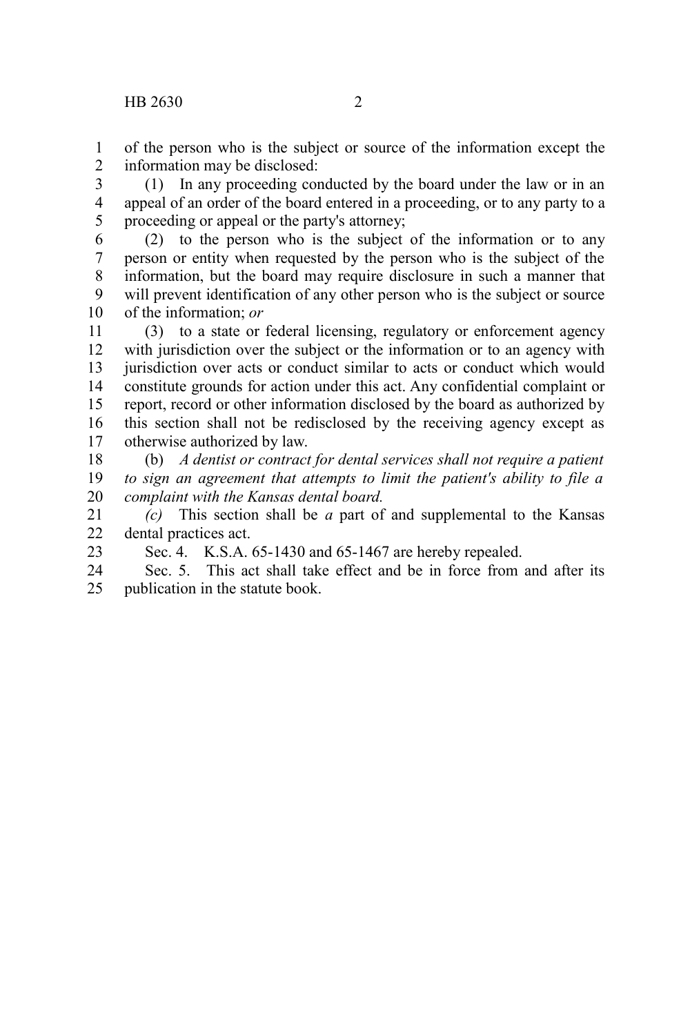of the person who is the subject or source of the information except the information may be disclosed:

(1) In any proceeding conducted by the board under the law or in an appeal of an order of the board entered in a proceeding, or to any party to a proceeding or appeal or the party's attorney;

(2) to the person who is the subject of the information or to any person or entity when requested by the person who is the subject of the information, but the board may require disclosure in such a manner that will prevent identification of any other person who is the subject or source of the information; *or*

(3) to a state or federal licensing, regulatory or enforcement agency with jurisdiction over the subject or the information or to an agency with jurisdiction over acts or conduct similar to acts or conduct which would constitute grounds for action under this act. Any confidential complaint or report, record or other information disclosed by the board as authorized by this section shall not be redisclosed by the receiving agency except as otherwise authorized by law.

(b) *A dentist or contract for dental services shall not require a patient to sign an agreement that attempts to limit the patient's ability to file a complaint with the Kansas dental board.*

*(c)* This section shall be *a* part of and supplemental to the Kansas dental practices act.

Sec. 4. K.S.A. 65-1430 and 65-1467 are hereby repealed.

Sec. 5. This act shall take effect and be in force from and after its publication in the statute book.